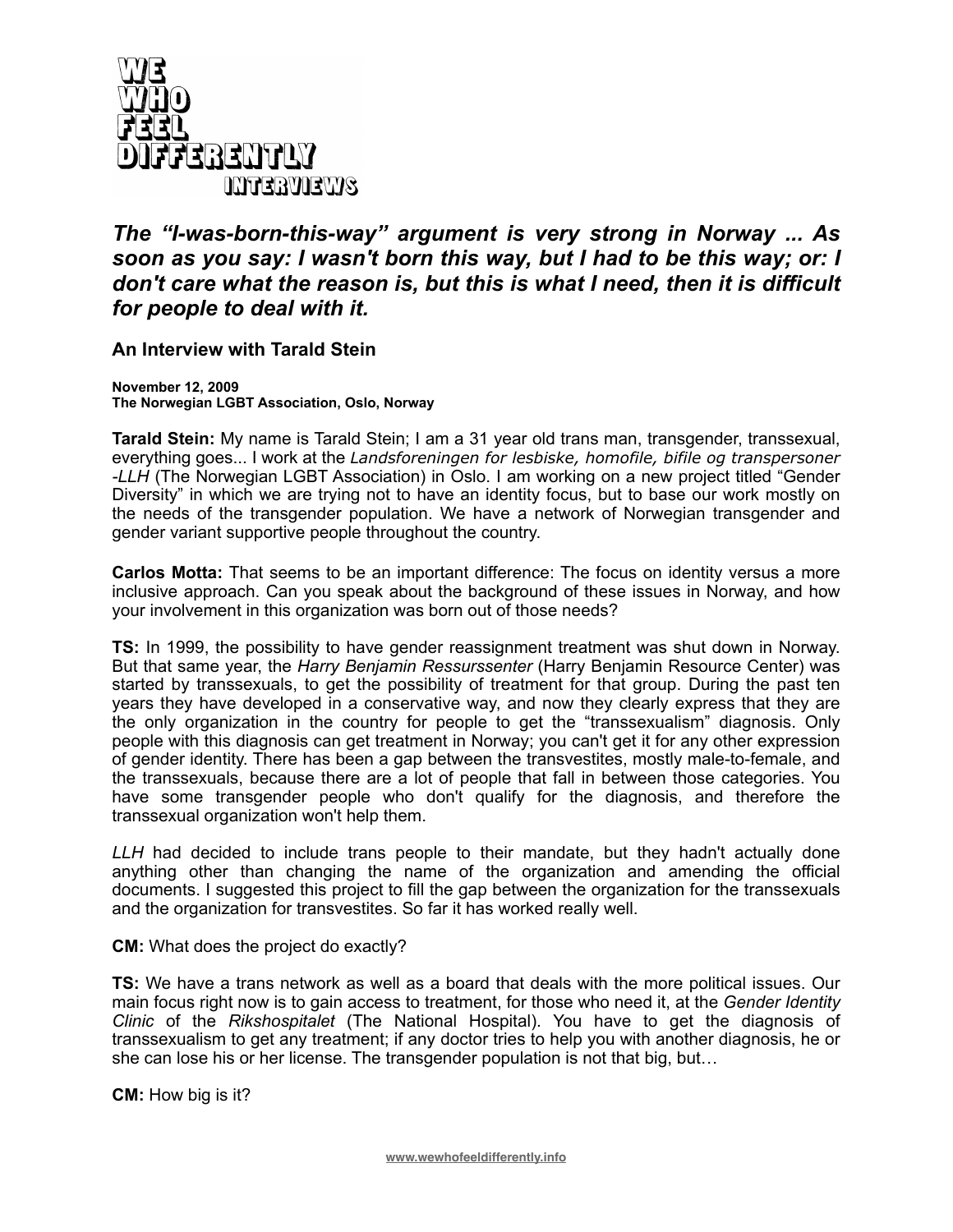# WE WHO FEEL DIFFERENTLY INTERVIEWS

## *The "I-was-born-this-way" argument is very strong in Norway ... As soon as you say: I wasn't born this way, but I had to be this way; or: I don't care what the reason is, but this is what I need, then it is difficult for people to deal with it.*

### An Interview with Tarald Stein

**November 12, 2009**
**The Norwegian LGBT Association, Oslo, Norway**

**Tarald Stein:** My name is Tarald Stein; I am a 31 year old trans man, transgender, transsexual, everything goes... I work at the *Landsforeningen for lesbiske, homofile, bifile og transpersoner -LLH* (The Norwegian LGBT Association) in Oslo. I am working on a new project titled "Gender Diversity" in which we are trying not to have an identity focus, but to base our work mostly on the needs of the transgender population. We have a network of Norwegian transgender and gender variant supportive people throughout the country.

**Carlos Motta:** That seems to be an important difference: The focus on identity versus a more inclusive approach. Can you speak about the background of these issues in Norway, and how your involvement in this organization was born out of those needs?

**TS:** In 1999, the possibility to have gender reassignment treatment was shut down in Norway. But that same year, the *Harry Benjamin Ressurssenter* (Harry Benjamin Resource Center) was started by transsexuals, to get the possibility of treatment for that group. During the past ten years they have developed in a conservative way, and now they clearly express that they are the only organization in the country for people to get the "transsexualism" diagnosis. Only people with this diagnosis can get treatment in Norway; you can't get it for any other expression of gender identity. There has been a gap between the transvestites, mostly male-to-female, and the transsexuals, because there are a lot of people that fall in between those categories. You have some transgender people who don't qualify for the diagnosis, and therefore the transsexual organization won't help them.

*LLH* had decided to include trans people to their mandate, but they hadn't actually done anything other than changing the name of the organization and amending the official documents. I suggested this project to fill the gap between the organization for the transsexuals and the organization for transvestites. So far it has worked really well.

**CM:** What does the project do exactly?

**TS:** We have a trans network as well as a board that deals with the more political issues. Our main focus right now is to gain access to treatment, for those who need it, at the *Gender Identity Clinic* of the *Rikshospitalet* (The National Hospital). You have to get the diagnosis of transsexualism to get any treatment; if any doctor tries to help you with another diagnosis, he or she can lose his or her license. The transgender population is not that big, but…

**CM:** How big is it?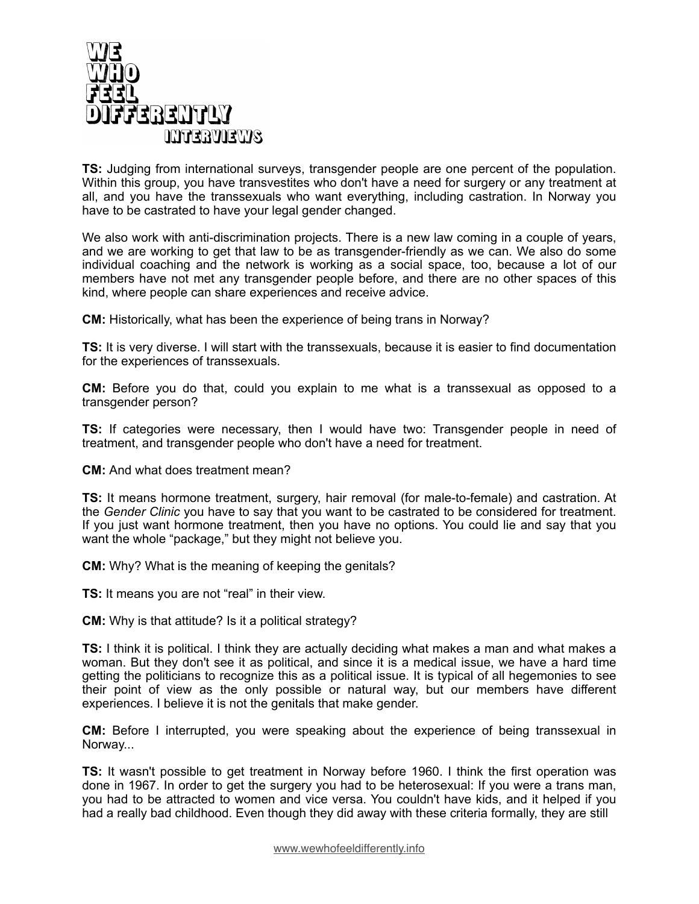**TS:** Judging from international surveys, transgender people are one percent of the population. Within this group, you have transvestites who don't have a need for surgery or any treatment at all, and you have the transsexuals who want everything, including castration. In Norway you have to be castrated to have your legal gender changed.

We also work with anti-discrimination projects. There is a new law coming in a couple of years, and we are working to get that law to be as transgender-friendly as we can. We also do some individual coaching and the network is working as a social space, too, because a lot of our members have not met any transgender people before, and there are no other spaces of this kind, where people can share experiences and receive advice.

**CM:** Historically, what has been the experience of being trans in Norway?

**TS:** It is very diverse. I will start with the transsexuals, because it is easier to find documentation for the experiences of transsexuals.

**CM:** Before you do that, could you explain to me what is a transsexual as opposed to a transgender person?

**TS:** If categories were necessary, then I would have two: Transgender people in need of treatment, and transgender people who don't have a need for treatment.

**CM:** And what does treatment mean?

**TS:** It means hormone treatment, surgery, hair removal (for male-to-female) and castration. At the *Gender Clinic* you have to say that you want to be castrated to be considered for treatment. If you just want hormone treatment, then you have no options. You could lie and say that you want the whole "package," but they might not believe you.

**CM:** Why? What is the meaning of keeping the genitals?

**TS:** It means you are not "real" in their view.

**CM:** Why is that attitude? Is it a political strategy?

**TS:** I think it is political. I think they are actually deciding what makes a man and what makes a woman. But they don't see it as political, and since it is a medical issue, we have a hard time getting the politicians to recognize this as a political issue. It is typical of all hegemonies to see their point of view as the only possible or natural way, but our members have different experiences. I believe it is not the genitals that make gender.

**CM:** Before I interrupted, you were speaking about the experience of being transsexual in Norway...

**TS:** It wasn't possible to get treatment in Norway before 1960. I think the first operation was done in 1967. In order to get the surgery you had to be heterosexual: If you were a trans man, you had to be attracted to women and vice versa. You couldn't have kids, and it helped if you had a really bad childhood. Even though they did away with these criteria formally, they are still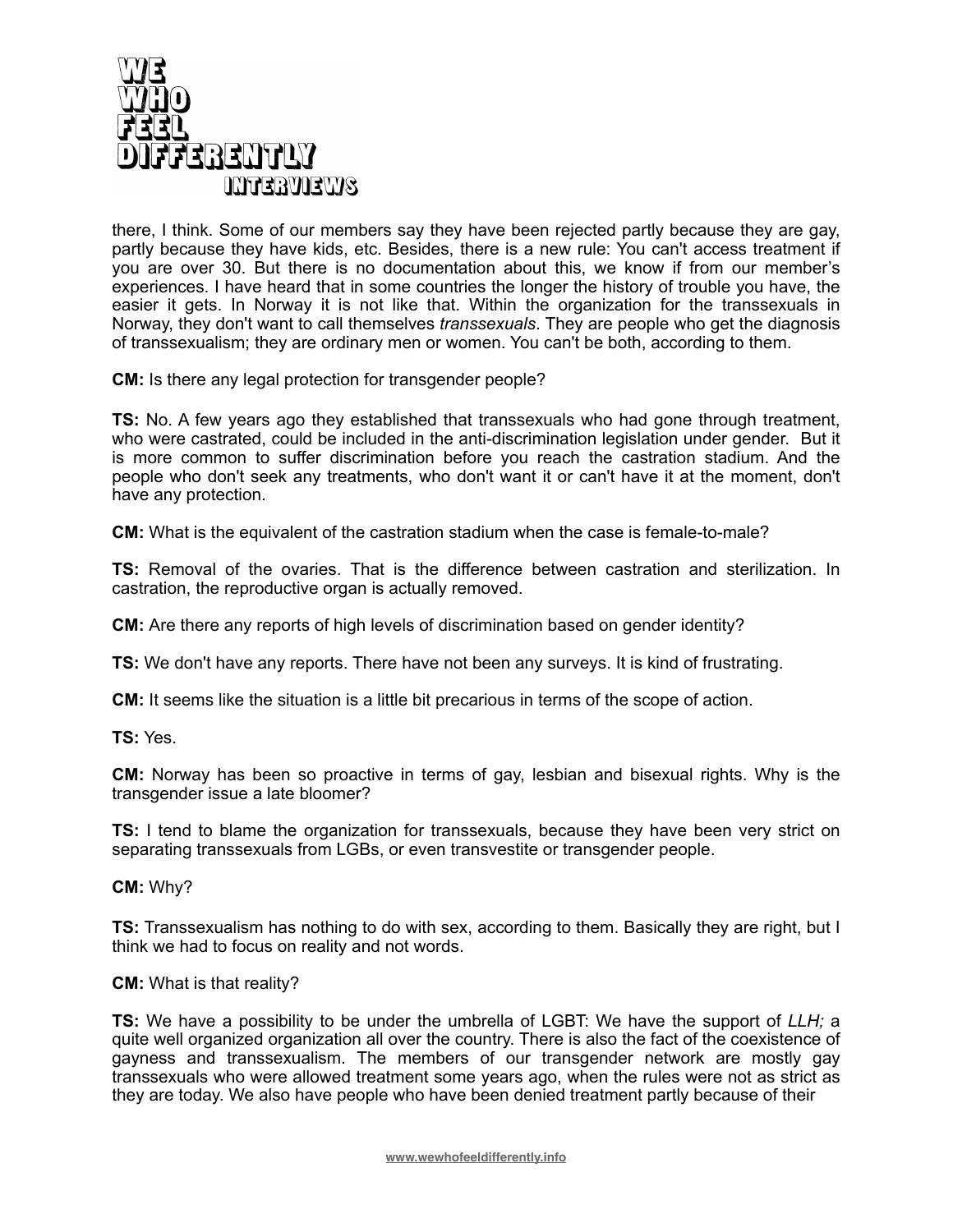there, I think. Some of our members say they have been rejected partly because they are gay, partly because they have kids, etc. Besides, there is a new rule: You can't access treatment if you are over 30. But there is no documentation about this, we know if from our member's experiences. I have heard that in some countries the longer the history of trouble you have, the easier it gets. In Norway it is not like that. Within the organization for the transsexuals in Norway, they don't want to call themselves *transsexuals*. They are people who get the diagnosis of transsexualism; they are ordinary men or women. You can't be both, according to them.

**CM:** Is there any legal protection for transgender people?

**TS:** No. A few years ago they established that transsexuals who had gone through treatment, who were castrated, could be included in the anti-discrimination legislation under gender. But it is more common to suffer discrimination before you reach the castration stadium. And the people who don't seek any treatments, who don't want it or can't have it at the moment, don't have any protection.

**CM:** What is the equivalent of the castration stadium when the case is female-to-male?

**TS:** Removal of the ovaries. That is the difference between castration and sterilization. In castration, the reproductive organ is actually removed.

**CM:** Are there any reports of high levels of discrimination based on gender identity?

**TS:** We don't have any reports. There have not been any surveys. It is kind of frustrating.

**CM:** It seems like the situation is a little bit precarious in terms of the scope of action.

**TS:** Yes.

**CM:** Norway has been so proactive in terms of gay, lesbian and bisexual rights. Why is the transgender issue a late bloomer?

**TS:** I tend to blame the organization for transsexuals, because they have been very strict on separating transsexuals from LGBs, or even transvestite or transgender people.

**CM:** Why?

**TS:** Transsexualism has nothing to do with sex, according to them. Basically they are right, but I think we had to focus on reality and not words.

**CM:** What is that reality?

**TS:** We have a possibility to be under the umbrella of LGBT: We have the support of *LLH;* a quite well organized organization all over the country. There is also the fact of the coexistence of gayness and transsexualism. The members of our transgender network are mostly gay transsexuals who were allowed treatment some years ago, when the rules were not as strict as they are today. We also have people who have been denied treatment partly because of their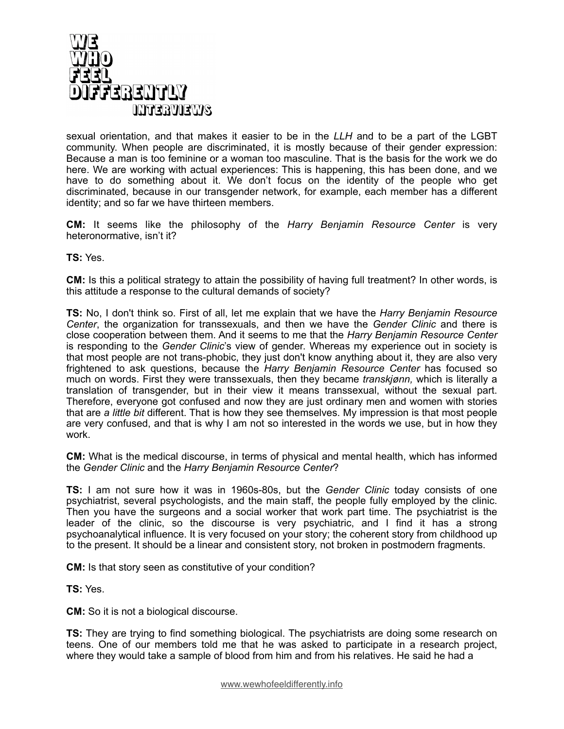sexual orientation, and that makes it easier to be in the *LLH* and to be a part of the LGBT community. When people are discriminated, it is mostly because of their gender expression: Because a man is too feminine or a woman too masculine. That is the basis for the work we do here. We are working with actual experiences: This is happening, this has been done, and we have to do something about it. We don't focus on the identity of the people who get discriminated, because in our transgender network, for example, each member has a different identity; and so far we have thirteen members.

**CM:** It seems like the philosophy of the *Harry Benjamin Resource Center* is very heteronormative, isn't it?

**TS:** Yes.

**CM:** Is this a political strategy to attain the possibility of having full treatment? In other words, is this attitude a response to the cultural demands of society?

**TS:** No, I don't think so. First of all, let me explain that we have the *Harry Benjamin Resource Center*, the organization for transsexuals, and then we have the *Gender Clinic* and there is close cooperation between them. And it seems to me that the *Harry Benjamin Resource Center* is responding to the *Gender Clinic*'s view of gender. Whereas my experience out in society is that most people are not trans-phobic, they just don't know anything about it, they are also very frightened to ask questions, because the *Harry Benjamin Resource Center* has focused so much on words. First they were transsexuals, then they became *transkjønn,* which is literally a translation of transgender, but in their view it means transsexual, without the sexual part. Therefore, everyone got confused and now they are just ordinary men and women with stories that are *a little bit* different. That is how they see themselves. My impression is that most people are very confused, and that is why I am not so interested in the words we use, but in how they work.

**CM:** What is the medical discourse, in terms of physical and mental health, which has informed the *Gender Clinic* and the *Harry Benjamin Resource Center*?

**TS:** I am not sure how it was in 1960s-80s, but the *Gender Clinic* today consists of one psychiatrist, several psychologists, and the main staff, the people fully employed by the clinic. Then you have the surgeons and a social worker that work part time. The psychiatrist is the leader of the clinic, so the discourse is very psychiatric, and I find it has a strong psychoanalytical influence. It is very focused on your story; the coherent story from childhood up to the present. It should be a linear and consistent story, not broken in postmodern fragments.

**CM:** Is that story seen as constitutive of your condition?

**TS:** Yes.

**CM:** So it is not a biological discourse.

**TS:** They are trying to find something biological. The psychiatrists are doing some research on teens. One of our members told me that he was asked to participate in a research project, where they would take a sample of blood from him and from his relatives. He said he had a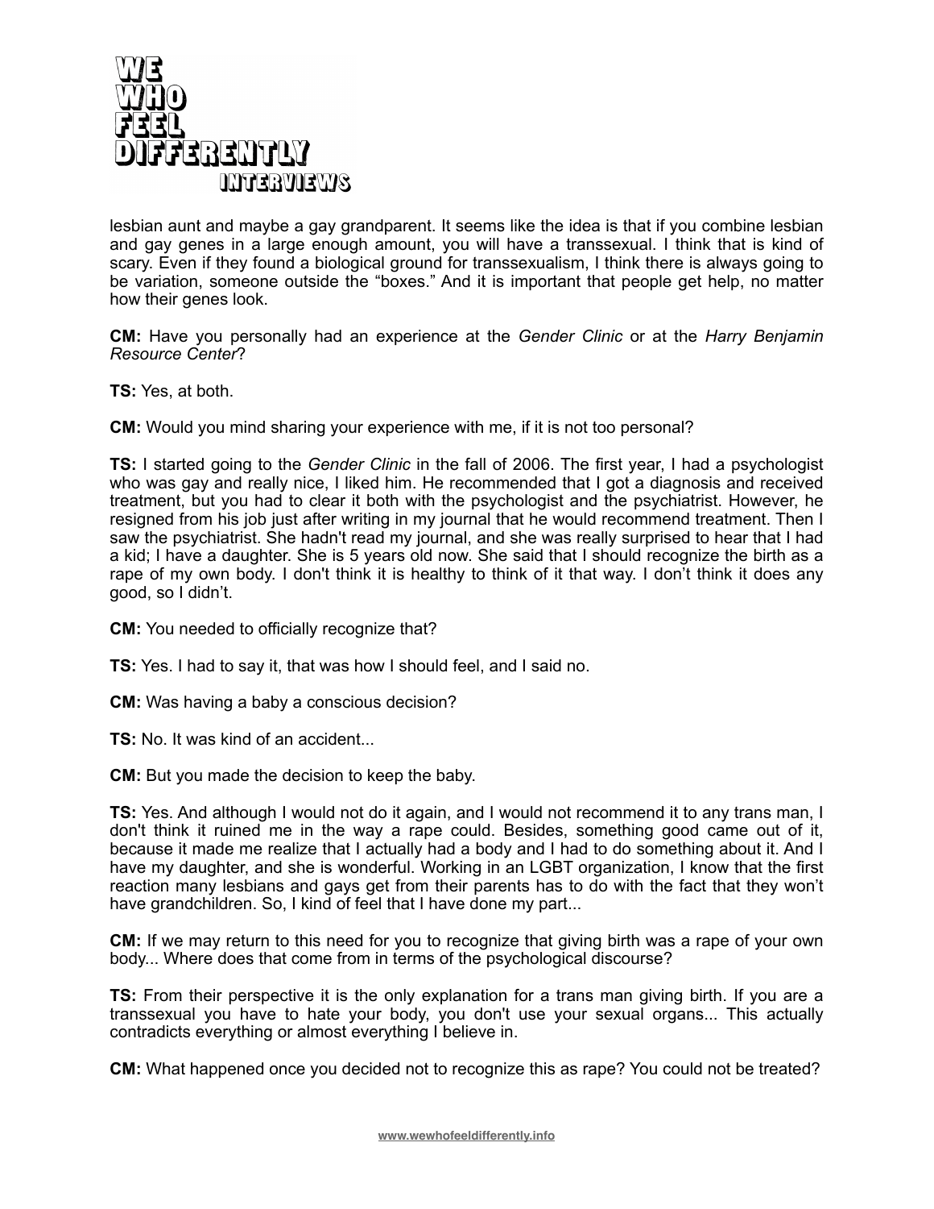lesbian aunt and maybe a gay grandparent. It seems like the idea is that if you combine lesbian and gay genes in a large enough amount, you will have a transsexual. I think that is kind of scary. Even if they found a biological ground for transsexualism, I think there is always going to be variation, someone outside the "boxes." And it is important that people get help, no matter how their genes look.

**CM:** Have you personally had an experience at the *Gender Clinic* or at the *Harry Benjamin Resource Center*?

**TS:** Yes, at both.

**CM:** Would you mind sharing your experience with me, if it is not too personal?

**TS:** I started going to the *Gender Clinic* in the fall of 2006. The first year, I had a psychologist who was gay and really nice, I liked him. He recommended that I got a diagnosis and received treatment, but you had to clear it both with the psychologist and the psychiatrist. However, he resigned from his job just after writing in my journal that he would recommend treatment. Then I saw the psychiatrist. She hadn't read my journal, and she was really surprised to hear that I had a kid; I have a daughter. She is 5 years old now. She said that I should recognize the birth as a rape of my own body. I don't think it is healthy to think of it that way. I don't think it does any good, so I didn't.

**CM:** You needed to officially recognize that?

**TS:** Yes. I had to say it, that was how I should feel, and I said no.

**CM:** Was having a baby a conscious decision?

**TS:** No. It was kind of an accident...

**CM:** But you made the decision to keep the baby.

**TS:** Yes. And although I would not do it again, and I would not recommend it to any trans man, I don't think it ruined me in the way a rape could. Besides, something good came out of it, because it made me realize that I actually had a body and I had to do something about it. And I have my daughter, and she is wonderful. Working in an LGBT organization, I know that the first reaction many lesbians and gays get from their parents has to do with the fact that they won't have grandchildren. So, I kind of feel that I have done my part...

**CM:** If we may return to this need for you to recognize that giving birth was a rape of your own body... Where does that come from in terms of the psychological discourse?

**TS:** From their perspective it is the only explanation for a trans man giving birth. If you are a transsexual you have to hate your body, you don't use your sexual organs... This actually contradicts everything or almost everything I believe in.

**CM:** What happened once you decided not to recognize this as rape? You could not be treated?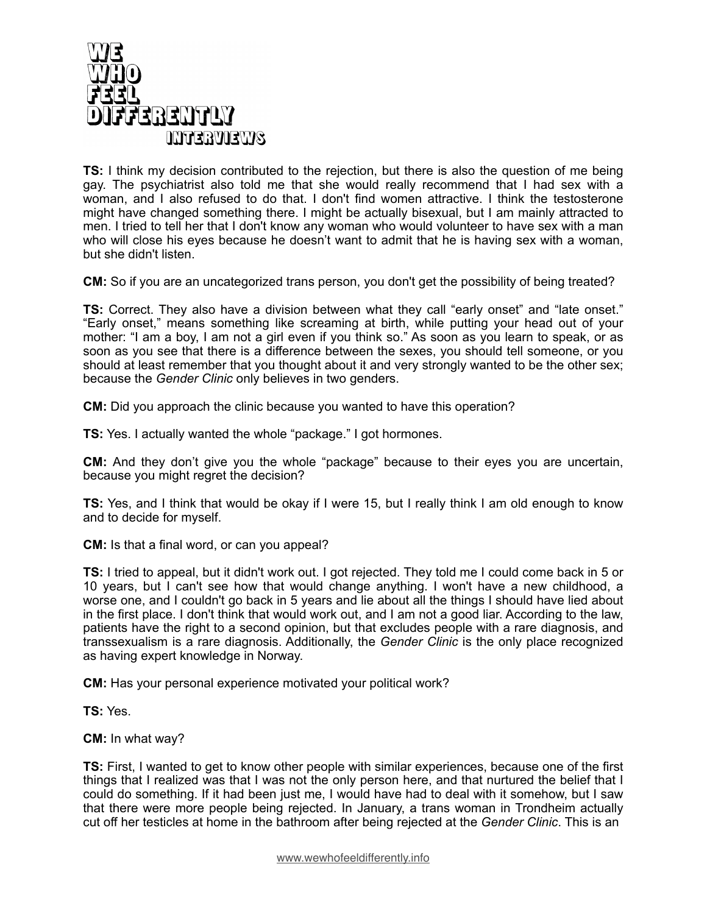**TS:** I think my decision contributed to the rejection, but there is also the question of me being gay. The psychiatrist also told me that she would really recommend that I had sex with a woman, and I also refused to do that. I don't find women attractive. I think the testosterone might have changed something there. I might be actually bisexual, but I am mainly attracted to men. I tried to tell her that I don't know any woman who would volunteer to have sex with a man who will close his eyes because he doesn't want to admit that he is having sex with a woman, but she didn't listen.

**CM:** So if you are an uncategorized trans person, you don't get the possibility of being treated?

**TS:** Correct. They also have a division between what they call "early onset" and "late onset." "Early onset," means something like screaming at birth, while putting your head out of your mother: "I am a boy, I am not a girl even if you think so." As soon as you learn to speak, or as soon as you see that there is a difference between the sexes, you should tell someone, or you should at least remember that you thought about it and very strongly wanted to be the other sex; because the *Gender Clinic* only believes in two genders.

**CM:** Did you approach the clinic because you wanted to have this operation?

**TS:** Yes. I actually wanted the whole "package." I got hormones.

**CM:** And they don't give you the whole "package" because to their eyes you are uncertain, because you might regret the decision?

**TS:** Yes, and I think that would be okay if I were 15, but I really think I am old enough to know and to decide for myself.

**CM:** Is that a final word, or can you appeal?

**TS:** I tried to appeal, but it didn't work out. I got rejected. They told me I could come back in 5 or 10 years, but I can't see how that would change anything. I won't have a new childhood, a worse one, and I couldn't go back in 5 years and lie about all the things I should have lied about in the first place. I don't think that would work out, and I am not a good liar. According to the law, patients have the right to a second opinion, but that excludes people with a rare diagnosis, and transsexualism is a rare diagnosis. Additionally, the *Gender Clinic* is the only place recognized as having expert knowledge in Norway.

**CM:** Has your personal experience motivated your political work?

**TS:** Yes.

**CM:** In what way?

**TS:** First, I wanted to get to know other people with similar experiences, because one of the first things that I realized was that I was not the only person here, and that nurtured the belief that I could do something. If it had been just me, I would have had to deal with it somehow, but I saw that there were more people being rejected. In January, a trans woman in Trondheim actually cut off her testicles at home in the bathroom after being rejected at the *Gender Clinic*. This is an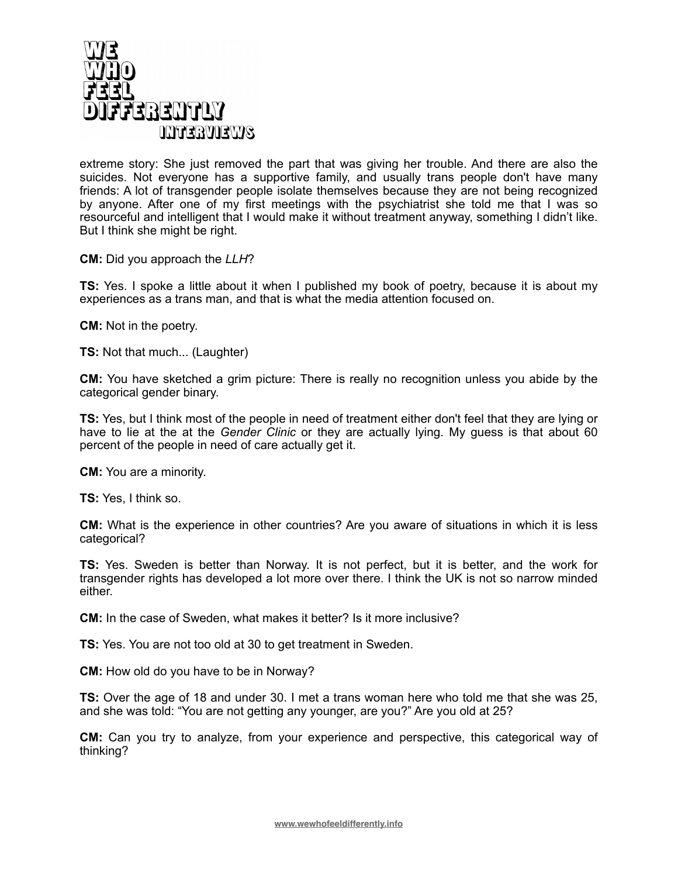extreme story: She just removed the part that was giving her trouble. And there are also the suicides. Not everyone has a supportive family, and usually trans people don't have many friends: A lot of transgender people isolate themselves because they are not being recognized by anyone. After one of my first meetings with the psychiatrist she told me that I was so resourceful and intelligent that I would make it without treatment anyway, something I didn't like. But I think she might be right.

**CM:** Did you approach the *LLH*?

**TS:** Yes. I spoke a little about it when I published my book of poetry, because it is about my experiences as a trans man, and that is what the media attention focused on.

**CM:** Not in the poetry.

**TS:** Not that much... (Laughter)

**CM:** You have sketched a grim picture: There is really no recognition unless you abide by the categorical gender binary.

**TS:** Yes, but I think most of the people in need of treatment either don't feel that they are lying or have to lie at the at the *Gender Clinic* or they are actually lying. My guess is that about 60 percent of the people in need of care actually get it.

**CM:** You are a minority.

**TS:** Yes, I think so.

**CM:** What is the experience in other countries? Are you aware of situations in which it is less categorical?

**TS:** Yes. Sweden is better than Norway. It is not perfect, but it is better, and the work for transgender rights has developed a lot more over there. I think the UK is not so narrow minded either.

**CM:** In the case of Sweden, what makes it better? Is it more inclusive?

**TS:** Yes. You are not too old at 30 to get treatment in Sweden.

**CM:** How old do you have to be in Norway?

**TS:** Over the age of 18 and under 30. I met a trans woman here who told me that she was 25, and she was told: "You are not getting any younger, are you?" Are you old at 25?

**CM:** Can you try to analyze, from your experience and perspective, this categorical way of thinking?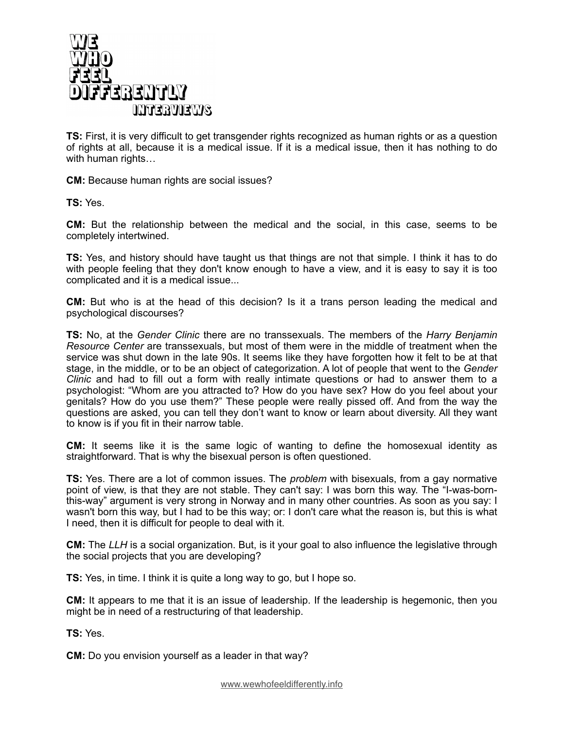**TS:** First, it is very difficult to get transgender rights recognized as human rights or as a question of rights at all, because it is a medical issue. If it is a medical issue, then it has nothing to do with human rights…

**CM:** Because human rights are social issues?

**TS:** Yes.

**CM:** But the relationship between the medical and the social, in this case, seems to be completely intertwined.

**TS:** Yes, and history should have taught us that things are not that simple. I think it has to do with people feeling that they don't know enough to have a view, and it is easy to say it is too complicated and it is a medical issue...

**CM:** But who is at the head of this decision? Is it a trans person leading the medical and psychological discourses?

**TS:** No, at the *Gender Clinic* there are no transsexuals. The members of the *Harry Benjamin Resource Center* are transsexuals, but most of them were in the middle of treatment when the service was shut down in the late 90s. It seems like they have forgotten how it felt to be at that stage, in the middle, or to be an object of categorization. A lot of people that went to the *Gender Clinic* and had to fill out a form with really intimate questions or had to answer them to a psychologist: "Whom are you attracted to? How do you have sex? How do you feel about your genitals? How do you use them?" These people were really pissed off. And from the way the questions are asked, you can tell they don't want to know or learn about diversity. All they want to know is if you fit in their narrow table.

**CM:** It seems like it is the same logic of wanting to define the homosexual identity as straightforward. That is why the bisexual person is often questioned.

**TS:** Yes. There are a lot of common issues. The *problem* with bisexuals, from a gay normative point of view, is that they are not stable. They can't say: I was born this way. The "I-was-born-this-way" argument is very strong in Norway and in many other countries. As soon as you say: I wasn't born this way, but I had to be this way; or: I don't care what the reason is, but this is what I need, then it is difficult for people to deal with it.

**CM:** The *LLH* is a social organization. But, is it your goal to also influence the legislative through the social projects that you are developing?

**TS:** Yes, in time. I think it is quite a long way to go, but I hope so.

**CM:** It appears to me that it is an issue of leadership. If the leadership is hegemonic, then you might be in need of a restructuring of that leadership.

**TS:** Yes.

**CM:** Do you envision yourself as a leader in that way?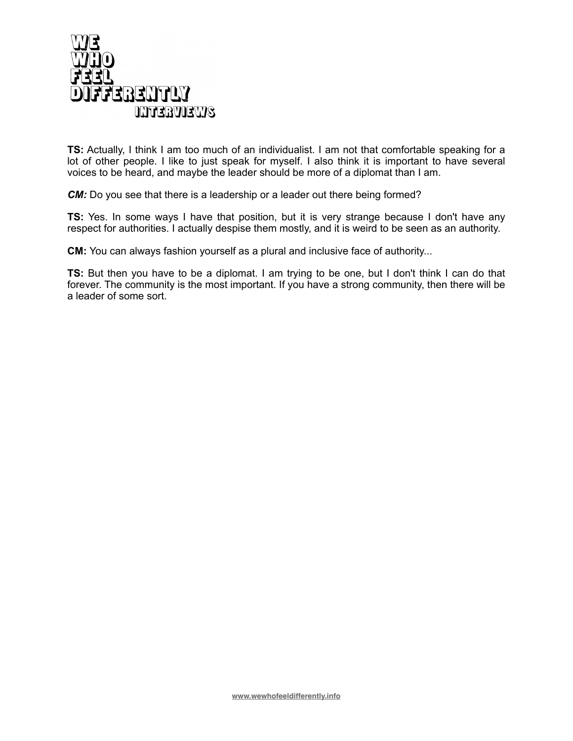**TS:** Actually, I think I am too much of an individualist. I am not that comfortable speaking for a lot of other people. I like to just speak for myself. I also think it is important to have several voices to be heard, and maybe the leader should be more of a diplomat than I am.

***CM:*** Do you see that there is a leadership or a leader out there being formed?

**TS:** Yes. In some ways I have that position, but it is very strange because I don't have any respect for authorities. I actually despise them mostly, and it is weird to be seen as an authority.

**CM:** You can always fashion yourself as a plural and inclusive face of authority...

**TS:** But then you have to be a diplomat. I am trying to be one, but I don't think I can do that forever. The community is the most important. If you have a strong community, then there will be a leader of some sort.